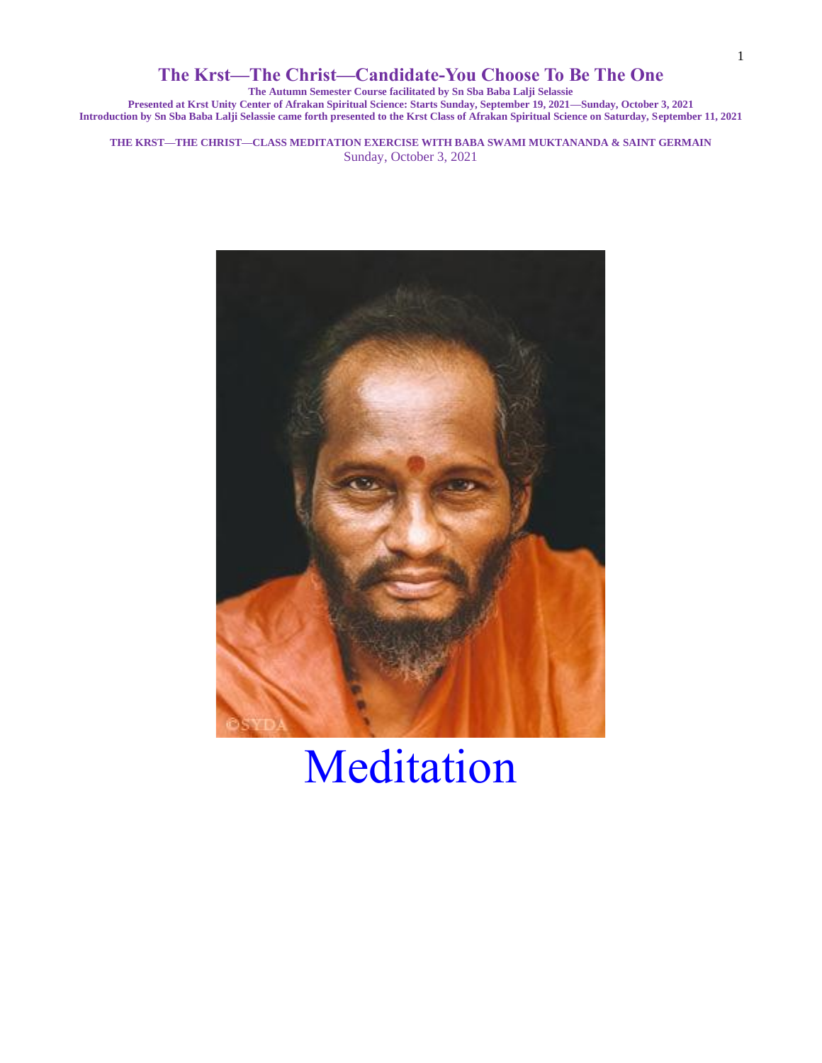# The Krst—The Christ—Candidate-You Choose To Be The One

**The Autumn Semester Course facilitated by Sn Sba Baba Lalji Selassie**

**Presented at Krst Unity Center of Afrakan Spiritual Science: Starts Sunday, September 19, 2021—Sunday, October 3, 2021**

**Introduction by Sn Sba Baba Lalji Selassie came forth presented to the Krst Class of Afrakan Spiritual Science on Saturday, September 11, 2021**

**THE KRST—THE CHRIST—CLASS MEDITATION EXERCISE WITH BABA SWAMI MUKTANANDA & SAINT GERMAIN**

Sunday, October 3, 2021

# Meditation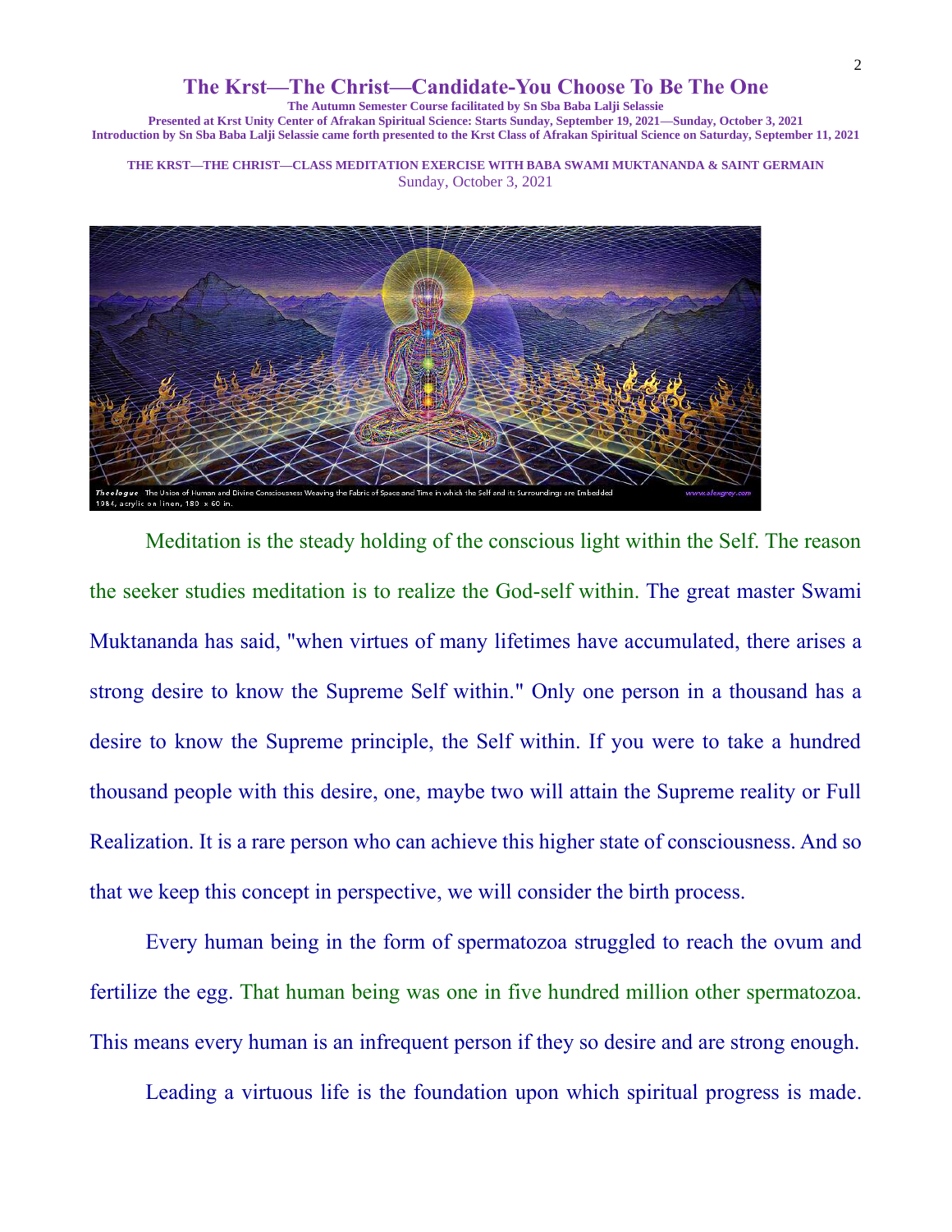# The Krst—The Christ—Candidate-You Choose To Be The One

**The Autumn Semester Course facilitated by Sn Sba Baba Lalji Selassie**
**Presented at Krst Unity Center of Afrakan Spiritual Science: Starts Sunday, September 19, 2021—Sunday, October 3, 2021**
**Introduction by Sn Sba Baba Lalji Selassie came forth presented to the Krst Class of Afrakan Spiritual Science on Saturday, September 11, 2021**

**THE KRST—THE CHRIST—CLASS MEDITATION EXERCISE WITH BABA SWAMI MUKTANANDA & SAINT GERMAIN**
Sunday, October 3, 2021

*Theologue* The Union of Human and Divine Consciousness Weaving the Fabric of Space and Time in which the Self and its Surroundings are Embedded
1984, acrylic on linen, 180 x 60 in. www.alexgrey.com

Meditation is the steady holding of the conscious light within the Self. The reason the seeker studies meditation is to realize the God-self within. The great master Swami Muktananda has said, "when virtues of many lifetimes have accumulated, there arises a strong desire to know the Supreme Self within." Only one person in a thousand has a desire to know the Supreme principle, the Self within. If you were to take a hundred thousand people with this desire, one, maybe two will attain the Supreme reality or Full Realization. It is a rare person who can achieve this higher state of consciousness. And so that we keep this concept in perspective, we will consider the birth process.

Every human being in the form of spermatozoa struggled to reach the ovum and fertilize the egg. That human being was one in five hundred million other spermatozoa. This means every human is an infrequent person if they so desire and are strong enough.

Leading a virtuous life is the foundation upon which spiritual progress is made.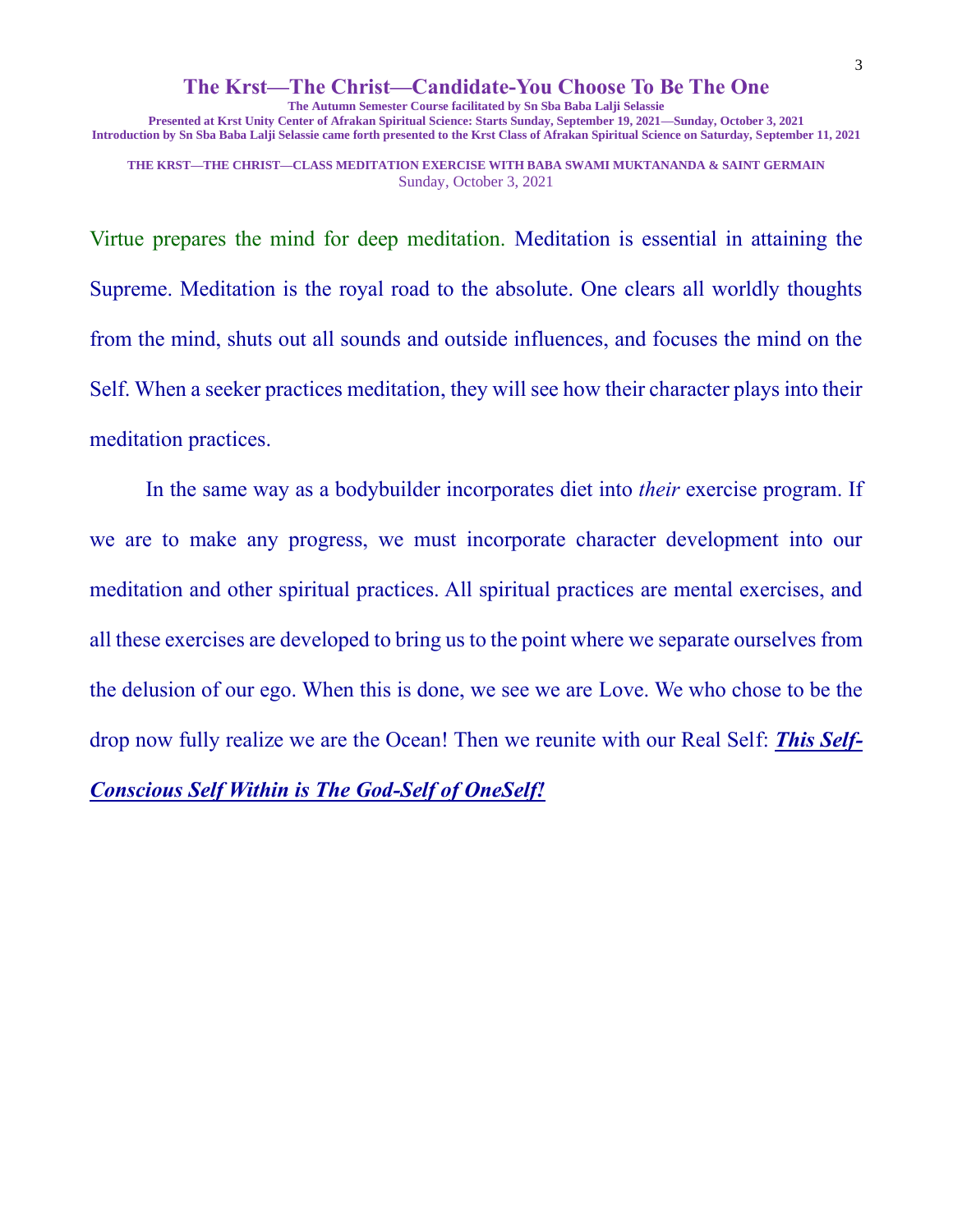# The Krst—The Christ—Candidate-You Choose To Be The One

**The Autumn Semester Course facilitated by Sn Sba Baba Lalji Selassie**
**Presented at Krst Unity Center of Afrakan Spiritual Science: Starts Sunday, September 19, 2021—Sunday, October 3, 2021**
**Introduction by Sn Sba Baba Lalji Selassie came forth presented to the Krst Class of Afrakan Spiritual Science on Saturday, September 11, 2021**

**THE KRST—THE CHRIST—CLASS MEDITATION EXERCISE WITH BABA SWAMI MUKTANANDA & SAINT GERMAIN**
Sunday, October 3, 2021

Virtue prepares the mind for deep meditation. Meditation is essential in attaining the Supreme. Meditation is the royal road to the absolute. One clears all worldly thoughts from the mind, shuts out all sounds and outside influences, and focuses the mind on the Self. When a seeker practices meditation, they will see how their character plays into their meditation practices.

In the same way as a bodybuilder incorporates diet into *their* exercise program. If we are to make any progress, we must incorporate character development into our meditation and other spiritual practices. All spiritual practices are mental exercises, and all these exercises are developed to bring us to the point where we separate ourselves from the delusion of our ego. When this is done, we see we are Love. We who chose to be the drop now fully realize we are the Ocean! Then we reunite with our Real Self: ***This Self-Conscious Self Within is The God-Self of OneSelf!***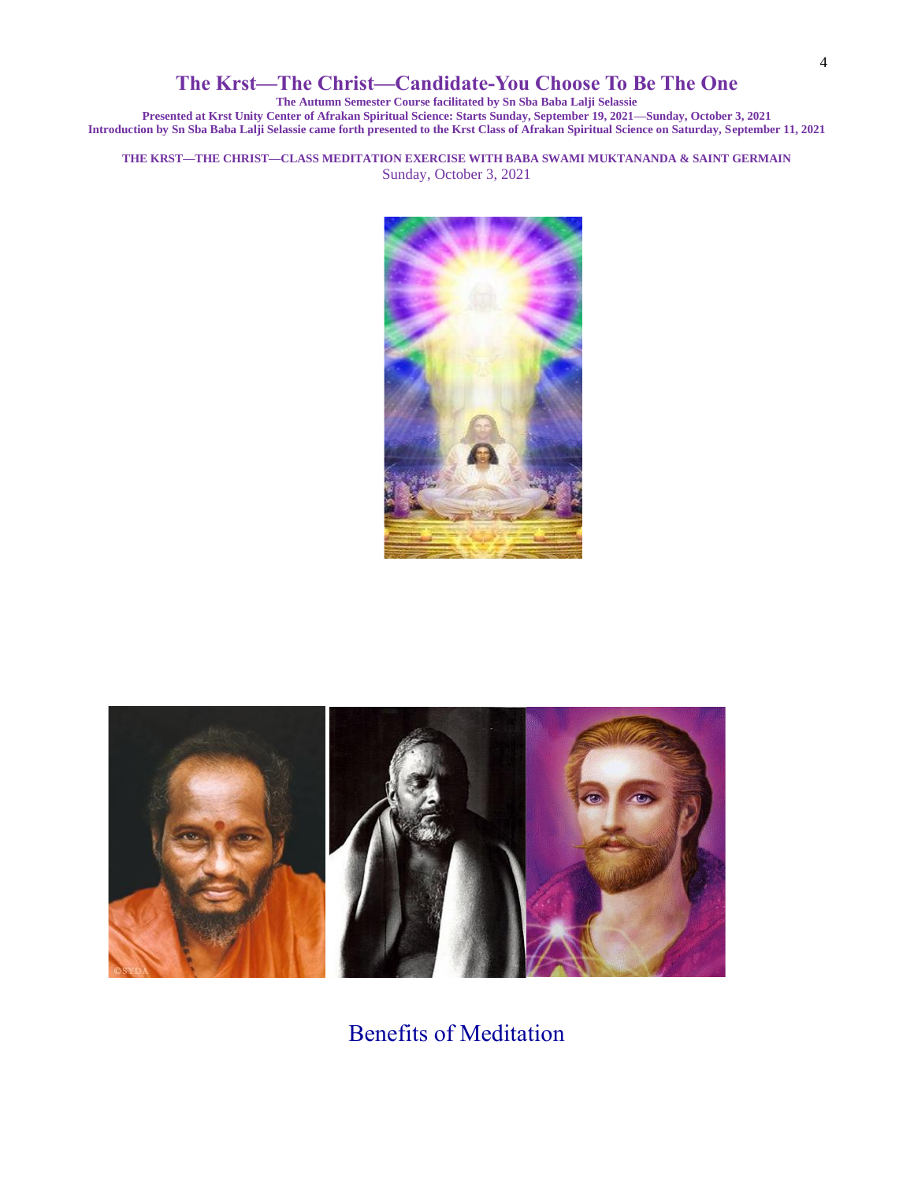# The Krst—The Christ—Candidate-You Choose To Be The One

**The Autumn Semester Course facilitated by Sn Sba Baba Lalji Selassie**
**Presented at Krst Unity Center of Afrakan Spiritual Science: Starts Sunday, September 19, 2021—Sunday, October 3, 2021**
**Introduction by Sn Sba Baba Lalji Selassie came forth presented to the Krst Class of Afrakan Spiritual Science on Saturday, September 11, 2021**

**THE KRST—THE CHRIST—CLASS MEDITATION EXERCISE WITH BABA SWAMI MUKTANANDA & SAINT GERMAIN**
Sunday, October 3, 2021

## Benefits of Meditation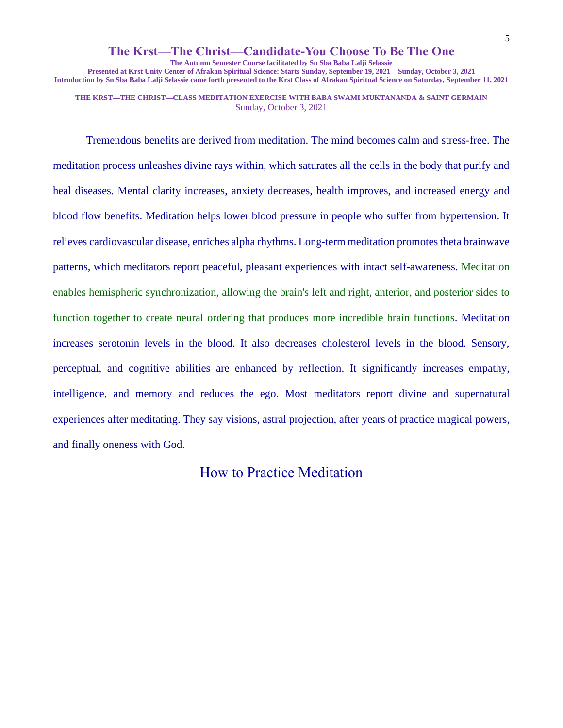## THE KRST—THE CHRIST—CLASS MEDITATION EXERCISE WITH BABA SWAMI MUKTANANDA & SAINT GERMAIN

Sunday, October 3, 2021

Tremendous benefits are derived from meditation. The mind becomes calm and stress-free. The meditation process unleashes divine rays within, which saturates all the cells in the body that purify and heal diseases. Mental clarity increases, anxiety decreases, health improves, and increased energy and blood flow benefits. Meditation helps lower blood pressure in people who suffer from hypertension. It relieves cardiovascular disease, enriches alpha rhythms. Long-term meditation promotes theta brainwave patterns, which meditators report peaceful, pleasant experiences with intact self-awareness. Meditation enables hemispheric synchronization, allowing the brain's left and right, anterior, and posterior sides to function together to create neural ordering that produces more incredible brain functions. Meditation increases serotonin levels in the blood. It also decreases cholesterol levels in the blood. Sensory, perceptual, and cognitive abilities are enhanced by reflection. It significantly increases empathy, intelligence, and memory and reduces the ego. Most meditators report divine and supernatural experiences after meditating. They say visions, astral projection, after years of practice magical powers, and finally oneness with God.

## How to Practice Meditation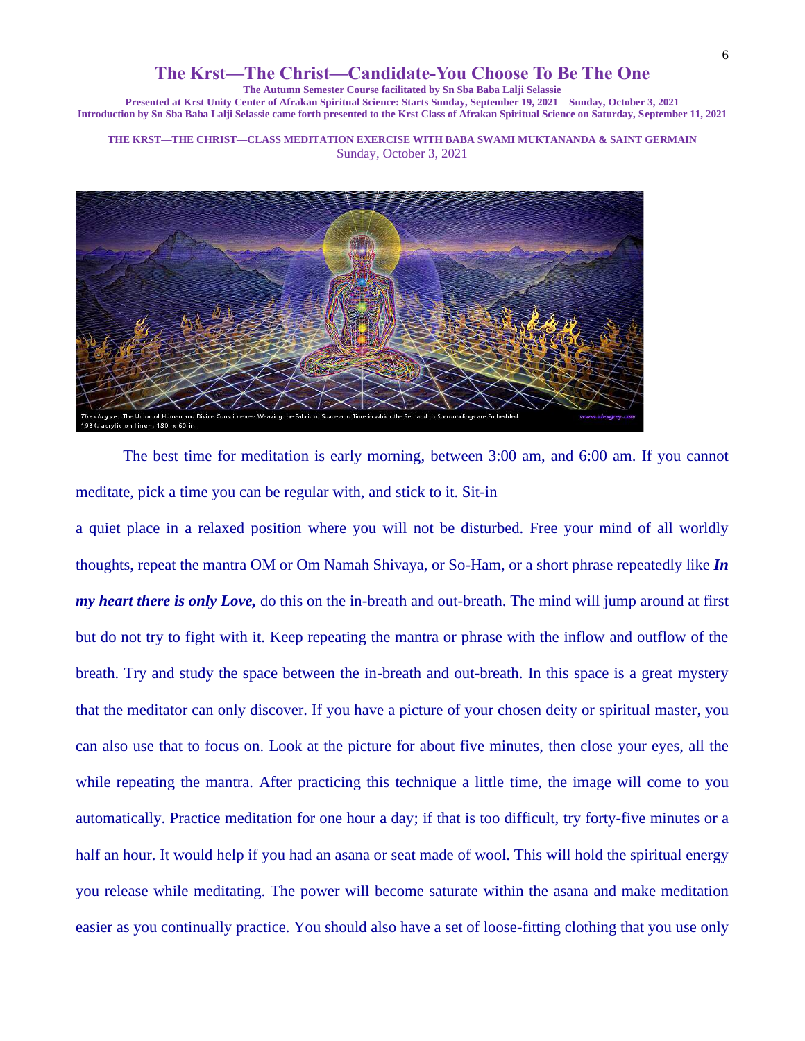# The Krst—The Christ—Candidate-You Choose To Be The One

**The Autumn Semester Course facilitated by Sn Sba Baba Lalji Selassie**
**Presented at Krst Unity Center of Afrakan Spiritual Science: Starts Sunday, September 19, 2021—Sunday, October 3, 2021**
**Introduction by Sn Sba Baba Lalji Selassie came forth presented to the Krst Class of Afrakan Spiritual Science on Saturday, September 11, 2021**

**THE KRST—THE CHRIST—CLASS MEDITATION EXERCISE WITH BABA SWAMI MUKTANANDA & SAINT GERMAIN**
Sunday, October 3, 2021

*Theologue* The Union of Human and Divine Consciousness Weaving the Fabric of Space and Time in which the Self and its Surroundings are Embedded
1984, acrylic on linen, 180 x 60 in. www.alexgrey.com

The best time for meditation is early morning, between 3:00 am, and 6:00 am. If you cannot meditate, pick a time you can be regular with, and stick to it. Sit-in a quiet place in a relaxed position where you will not be disturbed. Free your mind of all worldly thoughts, repeat the mantra OM or Om Namah Shivaya, or So-Ham, or a short phrase repeatedly like ***In my heart there is only Love,*** do this on the in-breath and out-breath. The mind will jump around at first but do not try to fight with it. Keep repeating the mantra or phrase with the inflow and outflow of the breath. Try and study the space between the in-breath and out-breath. In this space is a great mystery that the meditator can only discover. If you have a picture of your chosen deity or spiritual master, you can also use that to focus on. Look at the picture for about five minutes, then close your eyes, all the while repeating the mantra. After practicing this technique a little time, the image will come to you automatically. Practice meditation for one hour a day; if that is too difficult, try forty-five minutes or a half an hour. It would help if you had an asana or seat made of wool. This will hold the spiritual energy you release while meditating. The power will become saturate within the asana and make meditation easier as you continually practice. You should also have a set of loose-fitting clothing that you use only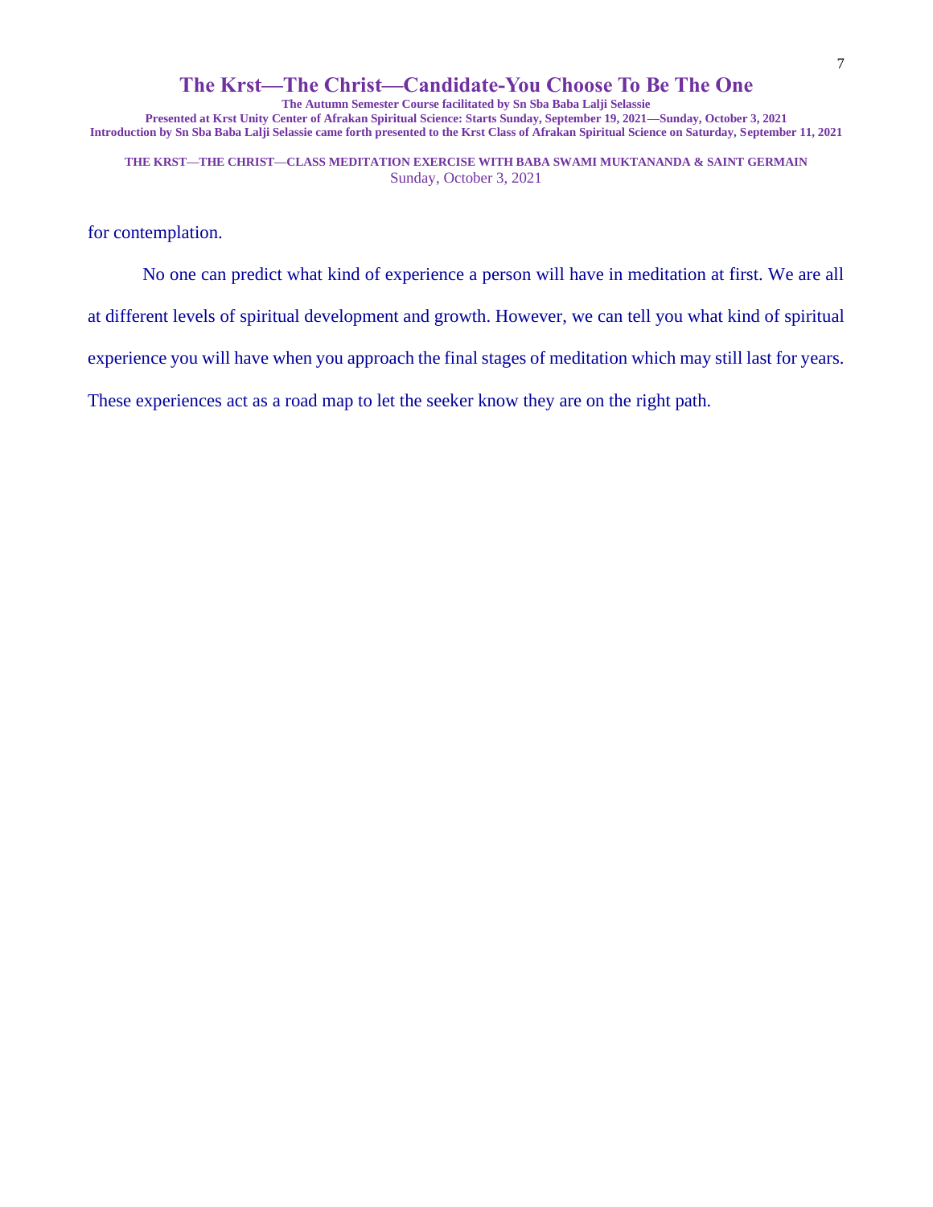for contemplation.

No one can predict what kind of experience a person will have in meditation at first. We are all at different levels of spiritual development and growth. However, we can tell you what kind of spiritual experience you will have when you approach the final stages of meditation which may still last for years. These experiences act as a road map to let the seeker know they are on the right path.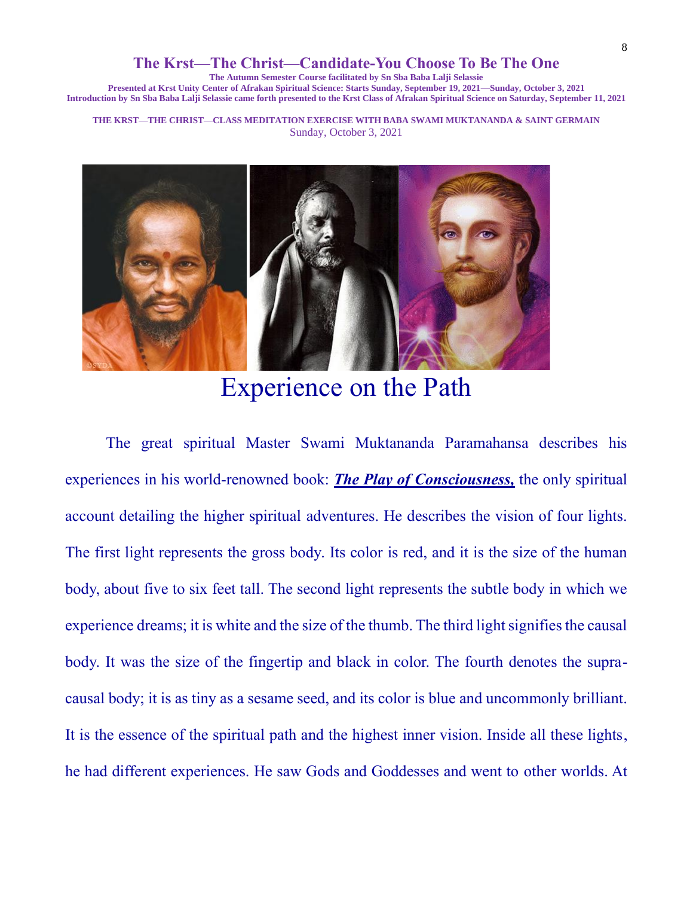# The Krst—The Christ—Candidate-You Choose To Be The One

**The Autumn Semester Course facilitated by Sn Sba Baba Lalji Selassie**
**Presented at Krst Unity Center of Afrakan Spiritual Science: Starts Sunday, September 19, 2021—Sunday, October 3, 2021**
**Introduction by Sn Sba Baba Lalji Selassie came forth presented to the Krst Class of Afrakan Spiritual Science on Saturday, September 11, 2021**

**THE KRST—THE CHRIST—CLASS MEDITATION EXERCISE WITH BABA SWAMI MUKTANANDA & SAINT GERMAIN**
Sunday, October 3, 2021

## Experience on the Path

The great spiritual Master Swami Muktananda Paramahansa describes his experiences in his world-renowned book: ***The Play of Consciousness,*** the only spiritual account detailing the higher spiritual adventures. He describes the vision of four lights. The first light represents the gross body. Its color is red, and it is the size of the human body, about five to six feet tall. The second light represents the subtle body in which we experience dreams; it is white and the size of the thumb. The third light signifies the causal body. It was the size of the fingertip and black in color. The fourth denotes the supra-causal body; it is as tiny as a sesame seed, and its color is blue and uncommonly brilliant. It is the essence of the spiritual path and the highest inner vision. Inside all these lights, he had different experiences. He saw Gods and Goddesses and went to other worlds. At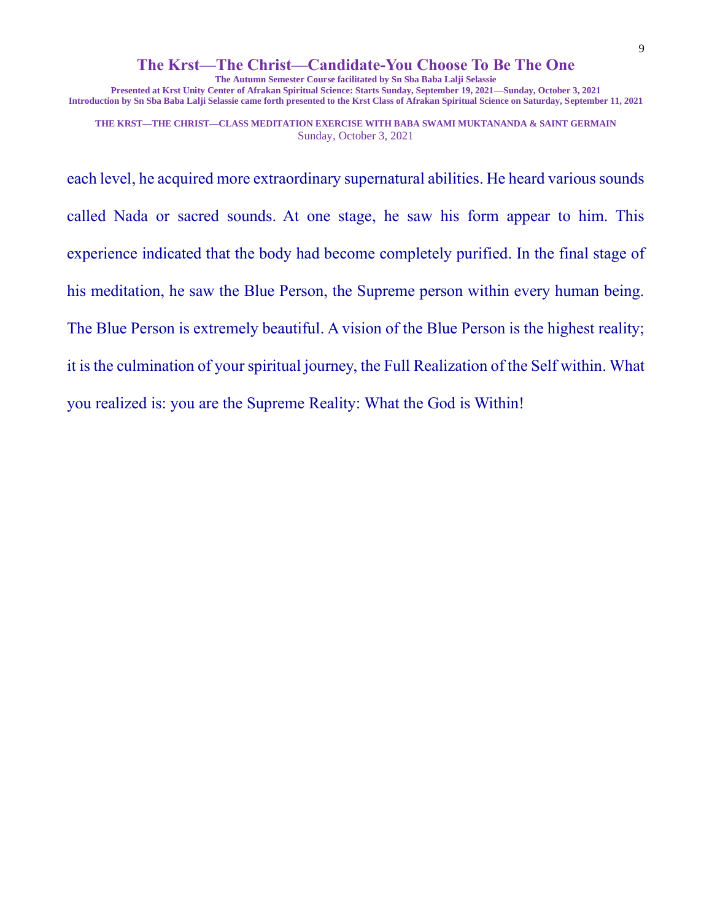each level, he acquired more extraordinary supernatural abilities. He heard various sounds called Nada or sacred sounds. At one stage, he saw his form appear to him. This experience indicated that the body had become completely purified. In the final stage of his meditation, he saw the Blue Person, the Supreme person within every human being. The Blue Person is extremely beautiful. A vision of the Blue Person is the highest reality; it is the culmination of your spiritual journey, the Full Realization of the Self within. What you realized is: you are the Supreme Reality: What the God is Within!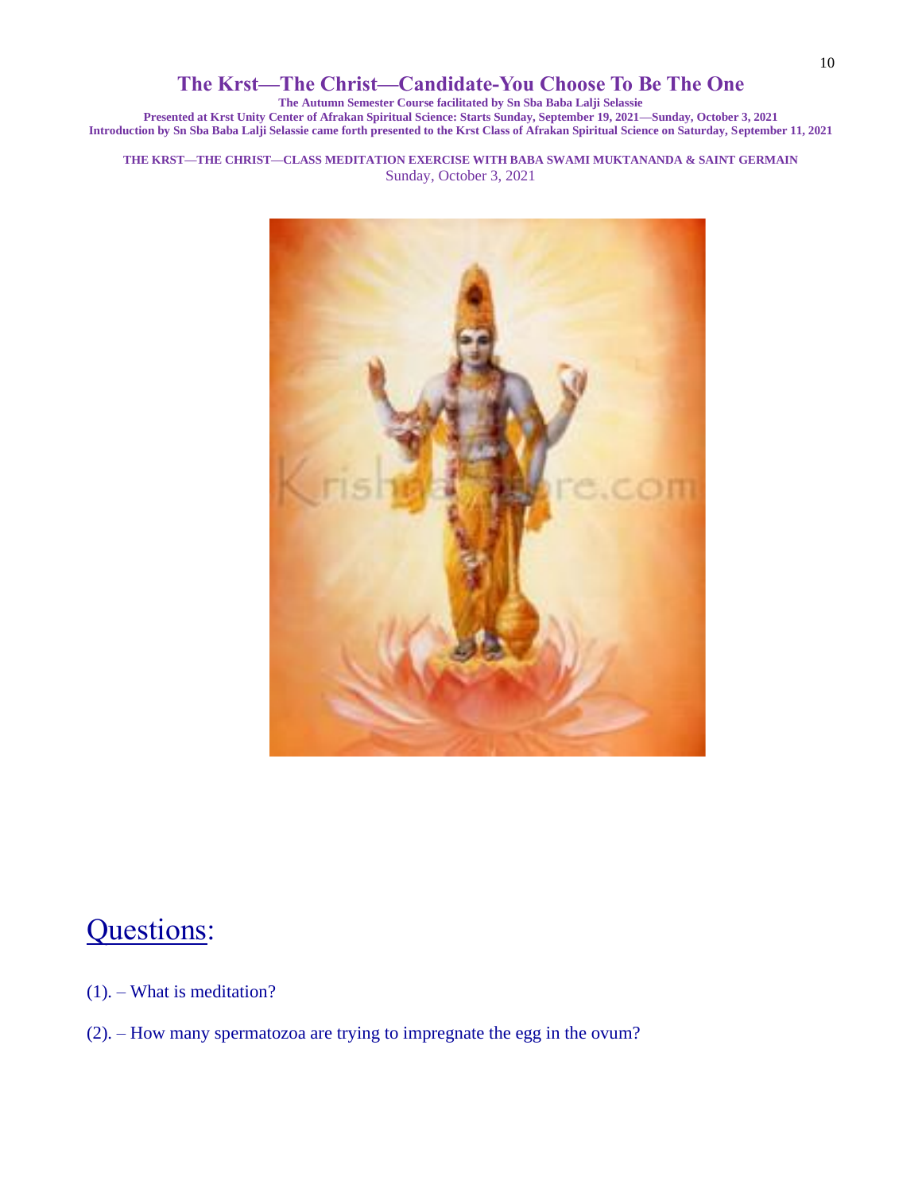# The Krst—The Christ—Candidate-You Choose To Be The One

**The Autumn Semester Course facilitated by Sn Sba Baba Lalji Selassie**

**Presented at Krst Unity Center of Afrakan Spiritual Science: Starts Sunday, September 19, 2021—Sunday, October 3, 2021**

**Introduction by Sn Sba Baba Lalji Selassie came forth presented to the Krst Class of Afrakan Spiritual Science on Saturday, September 11, 2021**

**THE KRST—THE CHRIST—CLASS MEDITATION EXERCISE WITH BABA SWAMI MUKTANANDA & SAINT GERMAIN**

Sunday, October 3, 2021

## Questions:

(1). – What is meditation?

(2). – How many spermatozoa are trying to impregnate the egg in the ovum?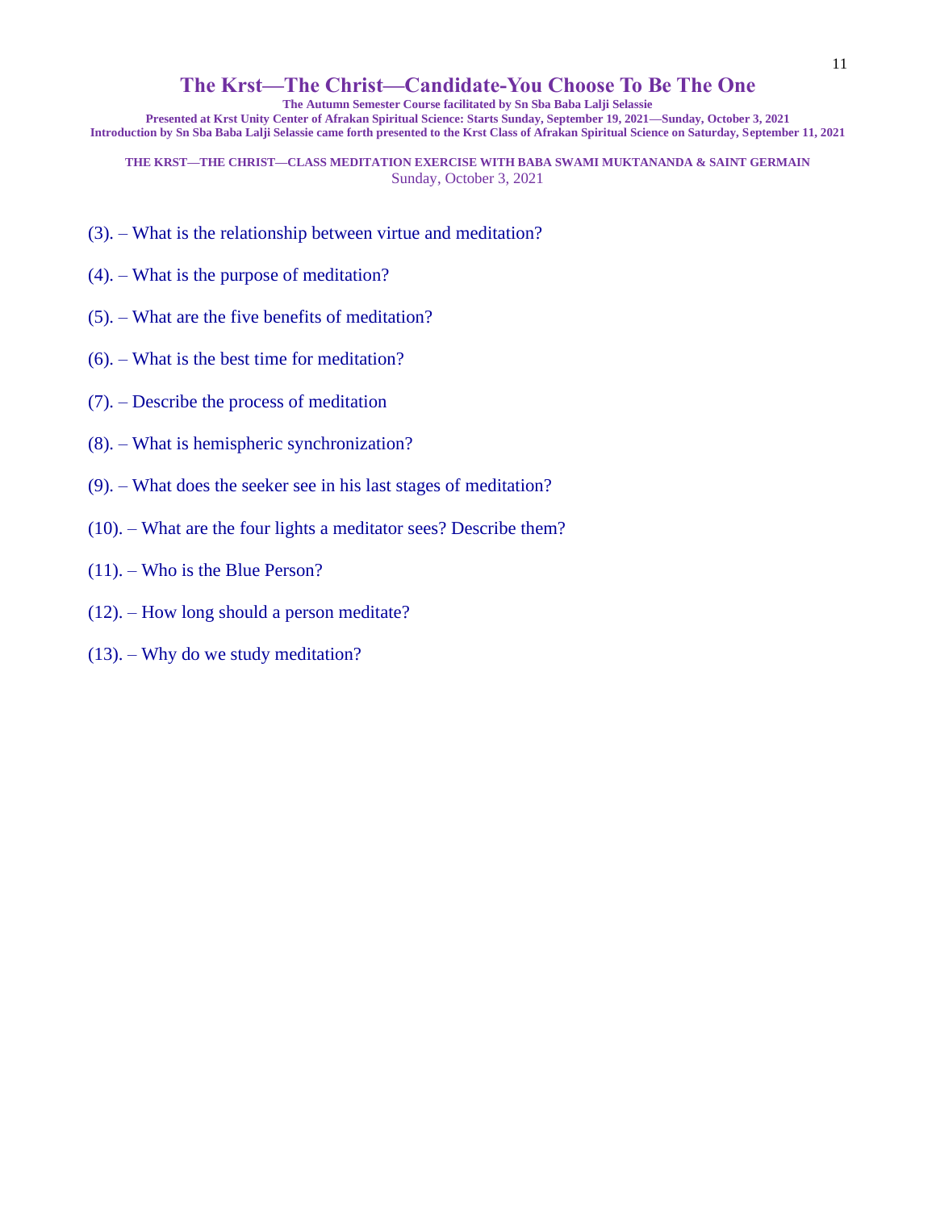THE KRST—THE CHRIST—CLASS MEDITATION EXERCISE WITH BABA SWAMI MUKTANANDA & SAINT GERMAIN
Sunday, October 3, 2021

(3). – What is the relationship between virtue and meditation?

(4). – What is the purpose of meditation?

(5). – What are the five benefits of meditation?

(6). – What is the best time for meditation?

(7). – Describe the process of meditation

(8). – What is hemispheric synchronization?

(9). – What does the seeker see in his last stages of meditation?

(10). – What are the four lights a meditator sees? Describe them?

(11). – Who is the Blue Person?

(12). – How long should a person meditate?

(13). – Why do we study meditation?